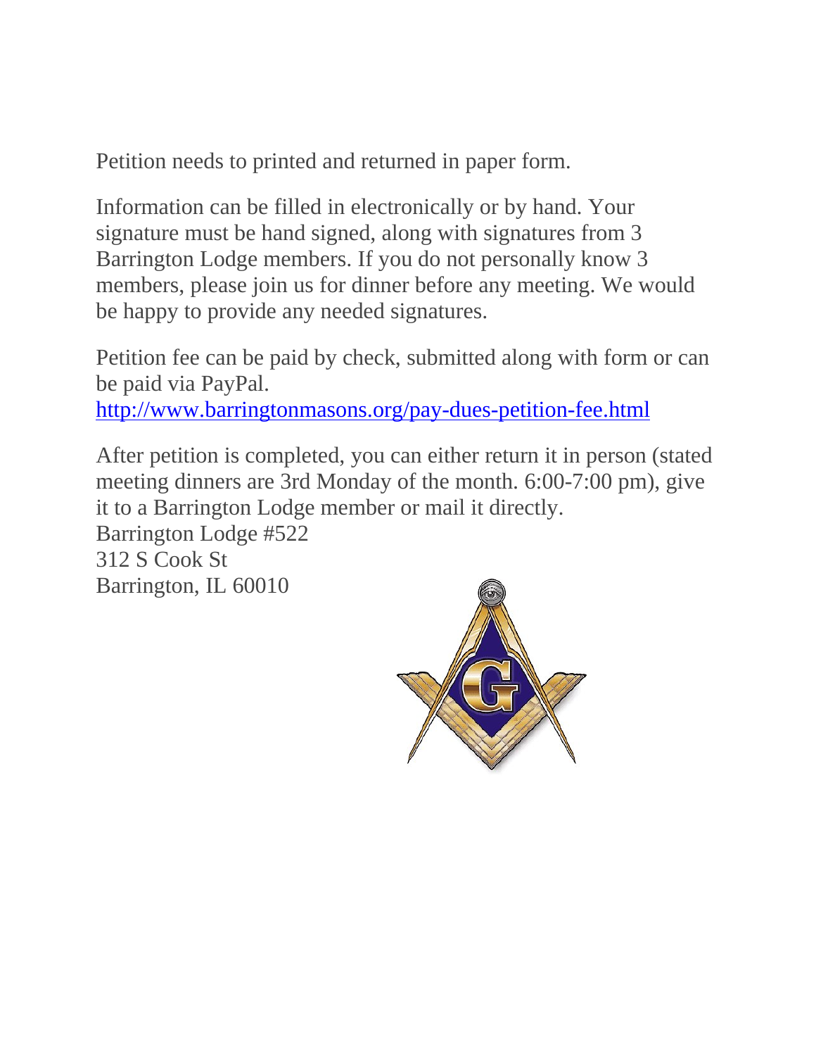Petition needs to printed and returned in paper form.

Information can be filled in electronically or by hand. Your signature must be hand signed, along with signatures from 3 Barrington Lodge members. If you do not personally know 3 members, please join us for dinner before any meeting. We would be happy to provide any needed signatures.

Petition fee can be paid by check, submitted along with form or can be paid via PayPal.
http://www.barringtonmasons.org/pay-dues-petition-fee.html

After petition is completed, you can either return it in person (stated meeting dinners are 3rd Monday of the month. 6:00-7:00 pm), give it to a Barrington Lodge member or mail it directly.
Barrington Lodge #522
312 S Cook St
Barrington, IL 60010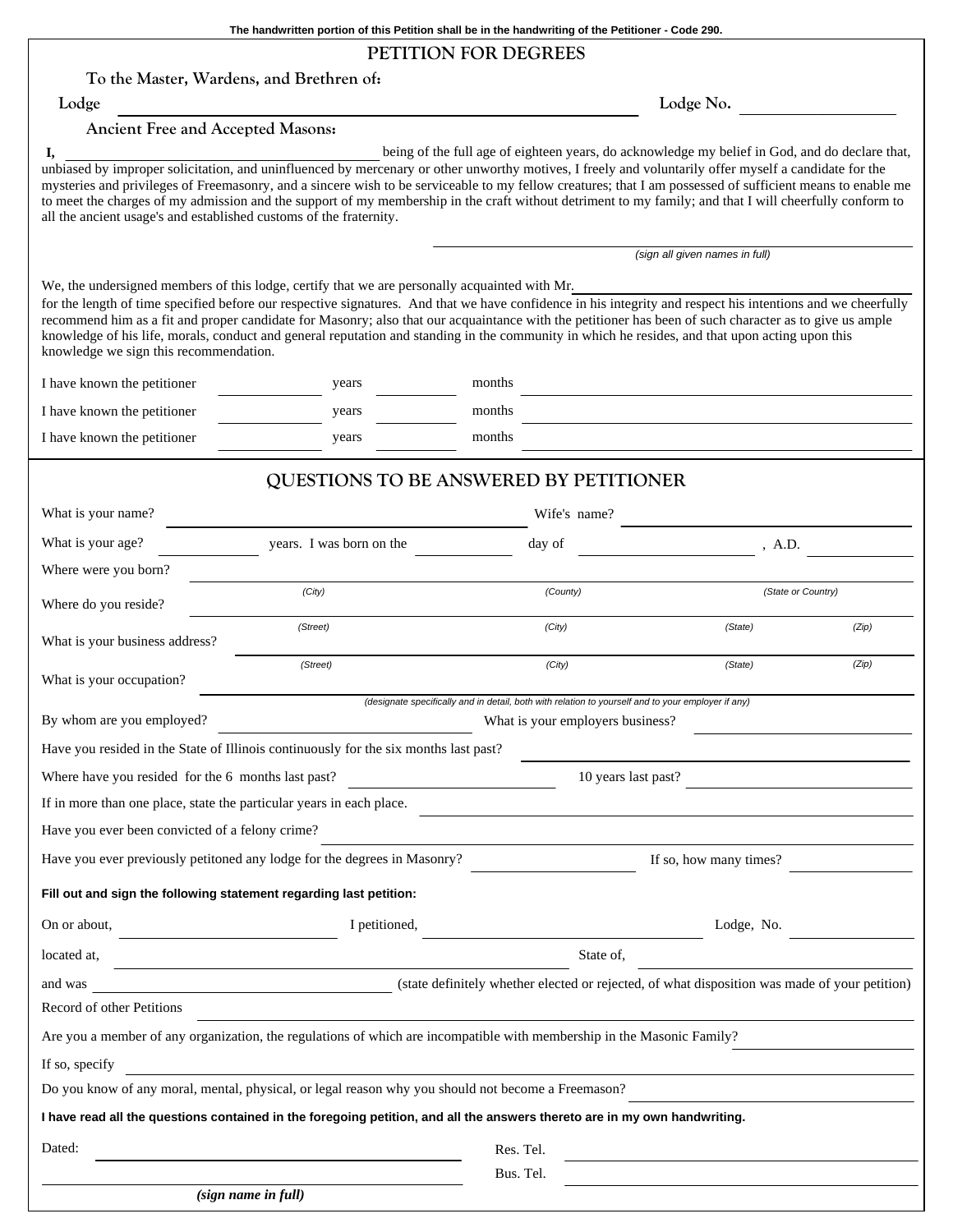The handwritten portion of this Petition shall be in the handwriting of the Petitioner - Code 290.

# PETITION FOR DEGREES

To the Master, Wardens, and Brethren of:

Lodge ______________________________ Lodge No. ____________

Ancient Free and Accepted Masons:

I, ______________________________ being of the full age of eighteen years, do acknowledge my belief in God, and do declare that, unbiased by improper solicitation, and uninfluenced by mercenary or other unworthy motives, I freely and voluntarily offer myself a candidate for the mysteries and privileges of Freemasonry, and a sincere wish to be serviceable to my fellow creatures; that I am possessed of sufficient means to enable me to meet the charges of my admission and the support of my membership in the craft without detriment to my family; and that I will cheerfully conform to all the ancient usage's and established customs of the fraternity.

______________________________
*(sign all given names in full)*

We, the undersigned members of this lodge, certify that we are personally acquainted with Mr.______________________________ for the length of time specified before our respective signatures. And that we have confidence in his integrity and respect his intentions and we cheerfully recommend him as a fit and proper candidate for Masonry; also that our acquaintance with the petitioner has been of such character as to give us ample knowledge of his life, morals, conduct and general reputation and standing in the community in which he resides, and that upon acting upon this knowledge we sign this recommendation.

I have known the petitioner ________ years ________ months ______________________________

I have known the petitioner ________ years ________ months ______________________________

I have known the petitioner ________ years ________ months ______________________________

## QUESTIONS TO BE ANSWERED BY PETITIONER

What is your name? ______________________________ Wife's name? ______________________________

What is your age? ________ years. I was born on the ________ day of ________________ , A.D. ________

Where were you born? ______________________________
(City) (County) (State or Country)

Where do you reside? ______________________________
(Street) (City) (State) (Zip)

What is your business address? ______________________________
(Street) (City) (State) (Zip)

What is your occupation? ______________________________
*(designate specifically and in detail, both with relation to yourself and to your employer if any)*

By whom are you employed? ______________________________ What is your employers business? ______________________________

Have you resided in the State of Illinois continuously for the six months last past? ______________________________

Where have you resided for the 6 months last past? ______________________________ 10 years last past? ______________________________

If in more than one place, state the particular years in each place. ______________________________

Have you ever been convicted of a felony crime? ______________________________

Have you ever previously petitoned any lodge for the degrees in Masonry? ________________ If so, how many times? ________

**Fill out and sign the following statement regarding last petition:**

On or about, ________________ I petitioned, ______________________________ Lodge, No. ________

located at, ______________________________ State of, ______________________________

and was ______________________________ (state definitely whether elected or rejected, of what disposition was made of your petition)

Record of other Petitions ______________________________

Are you a member of any organization, the regulations of which are incompatible with membership in the Masonic Family? ________________

If so, specify ______________________________

Do you know of any moral, mental, physical, or legal reason why you should not become a Freemason? ______________________________

**I have read all the questions contained in the foregoing petition, and all the answers thereto are in my own handwriting.**

Dated: ______________________________ Res. Tel. ______________________________

______________________________ Bus. Tel. ______________________________
***(sign name in full)***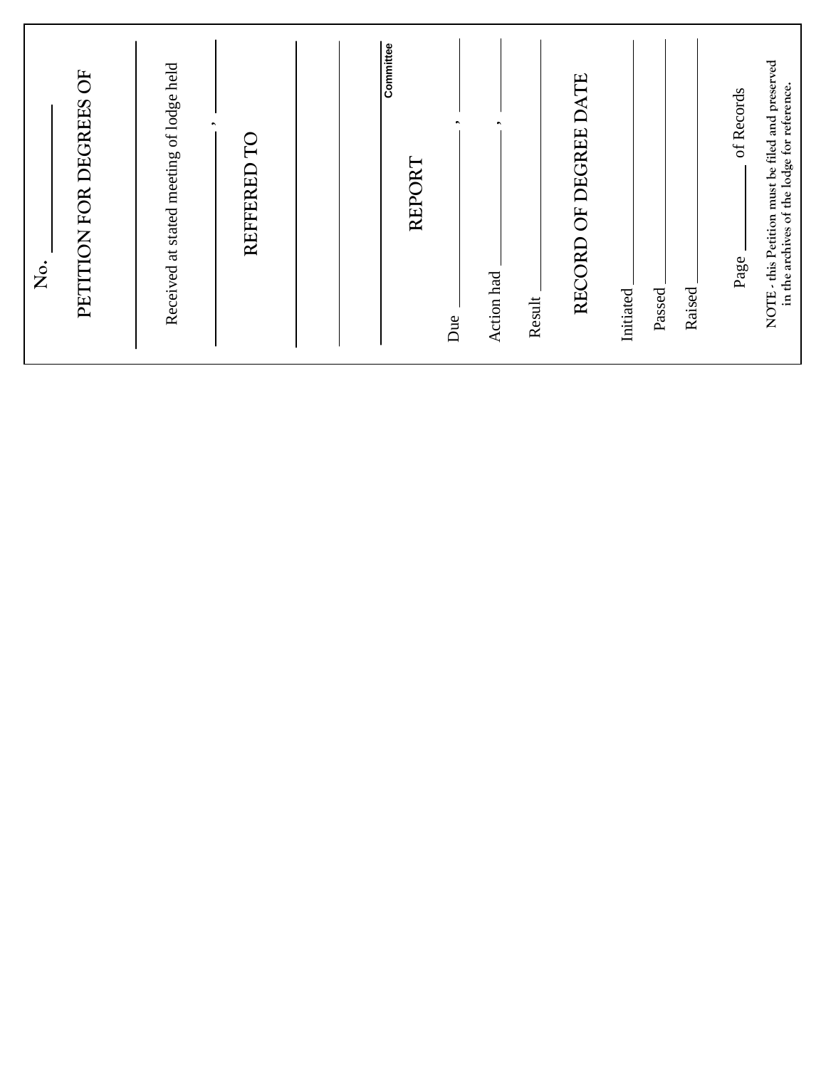No. ______

# PETITION FOR DEGREES OF

Received at stated meeting of lodge held

______________________ , ______

## REFFERED TO

______________________

______________________

______________________ Committee

## REPORT

Due ______________________ , ______

Action had ______________________ , ______

Result ______________________

## RECORD OF DEGREE DATE

Initiated ______________________

Passed ______________________

Raised ______________________

Page ______ of Records

**NOTE - this Petition must be filed and preserved in the archives of the lodge for reference.**